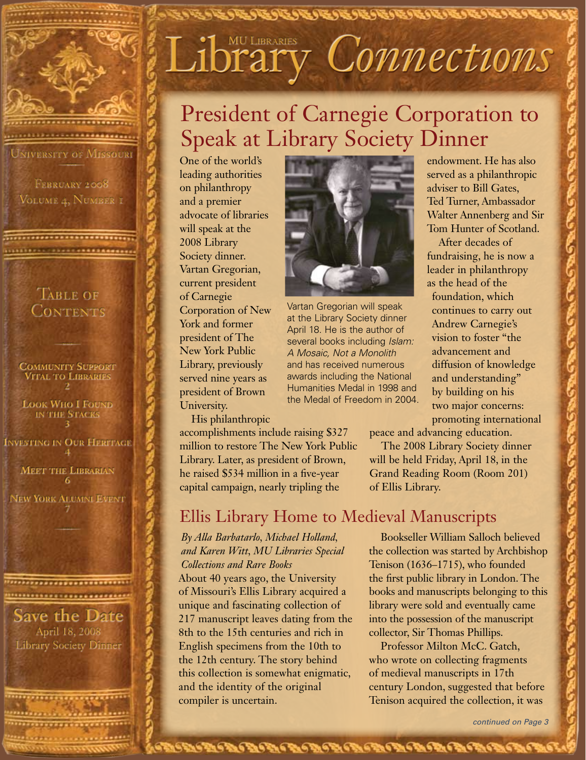# MU Libraries Library Connections

University of Missouri

February 2008
Volume 4, Number 1

## Table of Contents

Community Support Vital to Libraries 2

Look Who I Found in the Stacks 3

Investing in Our Heritage 4

Meet the Librarian 6

New York Alumni Event 7

**Save the Date**
April 18, 2008
Library Society Dinner

## President of Carnegie Corporation to Speak at Library Society Dinner

One of the world's leading authorities on philanthropy and a premier advocate of libraries will speak at the 2008 Library Society dinner. Vartan Gregorian, current president of Carnegie Corporation of New York and former president of The New York Public Library, previously served nine years as president of Brown University.

Vartan Gregorian will speak at the Library Society dinner April 18. He is the author of several books including *Islam: A Mosaic, Not a Monolith* and has received numerous awards including the National Humanities Medal in 1998 and the Medal of Freedom in 2004.

His philanthropic accomplishments include raising $327 million to restore The New York Public Library. Later, as president of Brown, he raised $534 million in a five-year capital campaign, nearly tripling the endowment. He has also served as a philanthropic adviser to Bill Gates, Ted Turner, Ambassador Walter Annenberg and Sir Tom Hunter of Scotland.

After decades of fundraising, he is now a leader in philanthropy as the head of the foundation, which continues to carry out Andrew Carnegie's vision to foster "the advancement and diffusion of knowledge and understanding" by building on his two major concerns: promoting international peace and advancing education.

The 2008 Library Society dinner will be held Friday, April 18, in the Grand Reading Room (Room 201) of Ellis Library.

## Ellis Library Home to Medieval Manuscripts

*By Alla Barbatarlo, Michael Holland, and Karen Witt, MU Libraries Special Collections and Rare Books*

About 40 years ago, the University of Missouri's Ellis Library acquired a unique and fascinating collection of 217 manuscript leaves dating from the 8th to the 15th centuries and rich in English specimens from the 10th to the 12th century. The story behind this collection is somewhat enigmatic, and the identity of the original compiler is uncertain.

Bookseller William Salloch believed the collection was started by Archbishop Tenison (1636–1715), who founded the first public library in London. The books and manuscripts belonging to this library were sold and eventually came into the possession of the manuscript collector, Sir Thomas Phillips.

Professor Milton McC. Gatch, who wrote on collecting fragments of medieval manuscripts in 17th century London, suggested that before Tenison acquired the collection, it was

*continued on Page 3*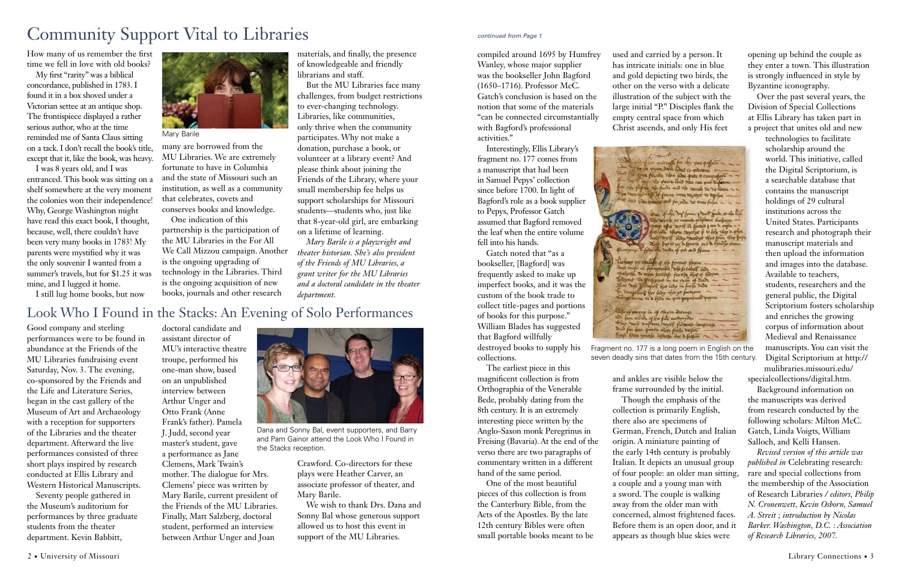# Community Support Vital to Libraries

How many of us remember the first time we fell in love with old books?

My first "rarity" was a biblical concordance, published in 1783. I found it in a box shoved under a Victorian settee at an antique shop. The frontispiece displayed a rather serious author, who at the time reminded me of Santa Claus sitting on a tack. I don't recall the book's title, except that it, like the book, was heavy.

I was 8 years old, and I was entranced. This book was sitting on a shelf somewhere at the very moment the colonies won their independence! Why, George Washington might have read this exact book, I thought, because, well, there couldn't have been very many books in 1783! My parents were mystified why it was the only souvenir I wanted from a summer's travels, but for $1.25 it was mine, and I lugged it home.

I still lug home books, but now many are borrowed from the MU Libraries. We are extremely fortunate to have in Columbia and the state of Missouri such an institution, as well as a community that celebrates, covets and conserves books and knowledge.

Mary Barile

One indication of this partnership is the participation of the MU Libraries in the For All We Call Mizzou campaign. Another is the ongoing upgrading of technology in the Libraries. Third is the ongoing acquisition of new books, journals and other research materials, and finally, the presence of knowledgeable and friendly librarians and staff.

But the MU Libraries face many challenges, from budget restrictions to ever-changing technology. Libraries, like communities, only thrive when the community participates. Why not make a donation, purchase a book, or volunteer at a library event? And please think about joining the Friends of the Library, where your small membership fee helps us support scholarships for Missouri students—students who, just like that 8-year-old girl, are embarking on a lifetime of learning.

*Mary Barile is a playwright and theater historian. She's also president of the Friends of MU Libraries, a grant writer for the MU Libraries and a doctoral candidate in the theater department.*

# Look Who I Found in the Stacks: An Evening of Solo Performances

Good company and sterling performances were to be found in abundance at the Friends of the MU Libraries fundraising event Saturday, Nov. 3. The evening, co-sponsored by the Friends and the Life and Literature Series, began in the cast gallery of the Museum of Art and Archaeology with a reception for supporters of the Libraries and the theater department. Afterward the live performances consisted of three short plays inspired by research conducted at Ellis Library and Western Historical Manuscripts.

Seventy people gathered in the Museum's auditorium for performances by three graduate students from the theater department. Kevin Babbitt, doctoral candidate and assistant director of MU's interactive theatre troupe, performed his one-man show, based on an unpublished interview between Arthur Unger and Otto Frank (Anne Frank's father). Pamela J. Judd, second year master's student, gave a performance as Jane Clemens, Mark Twain's mother. The dialogue for Mrs. Clemens' piece was written by Mary Barile, current president of the Friends of the MU Libraries. Finally, Matt Salzberg, doctoral student, performed an interview between Arthur Unger and Joan Crawford. Co-directors for these plays were Heather Carver, an associate professor of theater, and Mary Barile.

Dana and Sonny Bal, event supporters, and Barry and Pam Gainor attend the Look Who I Found in the Stacks reception.

We wish to thank Drs. Dana and Sonny Bal whose generous support allowed us to host this event in support of the MU Libraries.

*continued from Page 1*

compiled around 1695 by Humfrey Wanley, whose major supplier was the bookseller John Bagford (1650–1716). Professor McC. Gatch's conclusion is based on the notion that some of the materials "can be connected circumstantially with Bagford's professional activities."

Interestingly, Ellis Library's fragment no. 177 comes from a manuscript that had been in Samuel Pepys' collection since before 1700. In light of Bagford's role as a book supplier to Pepys, Professor Gatch assumed that Bagford removed the leaf when the entire volume fell into his hands.

Gatch noted that "as a bookseller, [Bagford] was frequently asked to make up imperfect books, and it was the custom of the book trade to collect title-pages and portions of books for this purpose." William Blades has suggested that Bagford willfully destroyed books to supply his collections.

The earliest piece in this magnificent collection is from Orthographia of the Venerable Bede, probably dating from the 8th century. It is an extremely interesting piece written by the Anglo-Saxon monk Peregrinus in Freising (Bavaria). At the end of the verso there are two paragraphs of commentary written in a different hand of the same period.

One of the most beautiful pieces of this collection is from the Canterbury Bible, from the Acts of the Apostles. By the late 12th century Bibles were often small portable books meant to be used and carried by a person. It has intricate initials: one in blue and gold depicting two birds, the other on the verso with a delicate illustration of the subject with the large initial "P." Disciples flank the empty central space from which Christ ascends, and only His feet and ankles are visible below the frame surrounded by the initial.

Fragment no. 177 is a long poem in English on the seven deadly sins that dates from the 15th century.

Though the emphasis of the collection is primarily English, there also are specimens of German, French, Dutch and Italian origin. A miniature painting of the early 14th century is probably Italian. It depicts an unusual group of four people: an older man sitting, a couple and a young man with a sword. The couple is walking away from the older man with concerned, almost frightened faces. Before them is an open door, and it appears as though blue skies were opening up behind the couple as they enter a town. This illustration is strongly influenced in style by Byzantine iconography.

Over the past several years, the Division of Special Collections at Ellis Library has taken part in a project that unites old and new technologies to facilitate scholarship around the world. This initiative, called the Digital Scriptorium, is a searchable database that contains the manuscript holdings of 29 cultural institutions across the United States. Participants research and photograph their manuscript materials and then upload the information and images into the database. Available to teachers, students, researchers and the general public, the Digital Scriptorium fosters scholarship and enriches the growing corpus of information about Medieval and Renaissance manuscripts. You can visit the Digital Scriptorium at http://mulibraries.missouri.edu/specialcollections/digital.htm.

Background information on the manuscripts was derived from research conducted by the following scholars: Milton McC. Gatch, Linda Voigts, William Salloch, and Kelli Hansen.

*Revised version of this article was published in* Celebrating research: rare and special collections from the membership of the Association of Research Libraries */ editors, Philip N. Cronenwett, Kevin Osborn, Samuel A. Streit ; introduction by Nicolas Barker. Washington, D.C. : Association of Research Libraries, 2007.*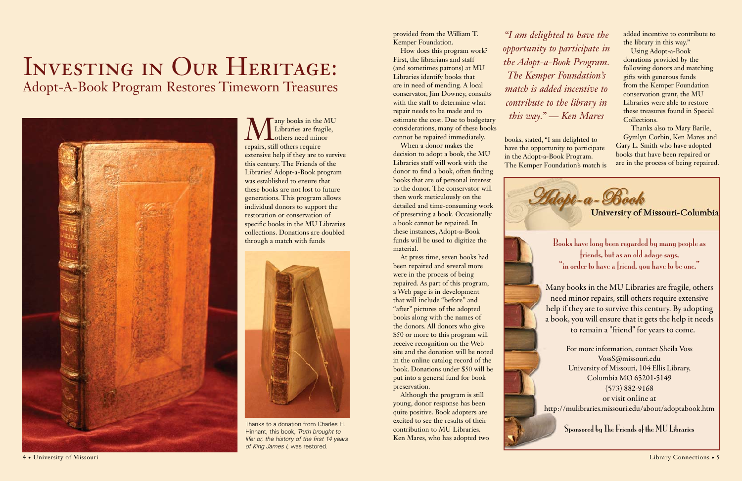# Investing in Our Heritage:

## Adopt-A-Book Program Restores Timeworn Treasures

Many books in the MU Libraries are fragile, others need minor repairs, still others require extensive help if they are to survive this century. The Friends of the Libraries' Adopt-a-Book program was established to ensure that these books are not lost to future generations. This program allows individual donors to support the restoration or conservation of specific books in the MU Libraries collections. Donations are doubled through a match with funds provided from the William T. Kemper Foundation.

Thanks to a donation from Charles H. Hinnant, this book, *Truth brought to life: or, the history of the first 14 years of King James I,* was restored.

How does this program work? First, the librarians and staff (and sometimes patrons) at MU Libraries identify books that are in need of mending. A local conservator, Jim Downey, consults with the staff to determine what repair needs to be made and to estimate the cost. Due to budgetary considerations, many of these books cannot be repaired immediately.

When a donor makes the decision to adopt a book, the MU Libraries staff will work with the donor to find a book, often finding books that are of personal interest to the donor. The conservator will then work meticulously on the detailed and time-consuming work of preserving a book. Occasionally a book cannot be repaired. In these instances, Adopt-a-Book funds will be used to digitize the material.

At press time, seven books had been repaired and several more were in the process of being repaired. As part of this program, a Web page is in development that will include "before" and "after" pictures of the adopted books along with the names of the donors. All donors who give $50 or more to this program will receive recognition on the Web site and the donation will be noted in the online catalog record of the book. Donations under $50 will be put into a general fund for book preservation.

Although the program is still young, donor response has been quite positive. Book adopters are excited to see the results of their contribution to MU Libraries. Ken Mares, who has adopted two books, stated, "I am delighted to have the opportunity to participate in the Adopt-a-Book Program. The Kemper Foundation's match is added incentive to contribute to the library in this way."

*"I am delighted to have the opportunity to participate in the Adopt-a-Book Program. The Kemper Foundation's match is added incentive to contribute to the library in this way." — Ken Mares*

Using Adopt-a-Book donations provided by the following donors and matching gifts with generous funds from the Kemper Foundation conservation grant, the MU Libraries were able to restore these treasures found in Special Collections.

Thanks also to Mary Barile, Gymlyn Corbin, Ken Mares and Gary L. Smith who have adopted books that have been repaired or are in the process of being repaired.

---

**Adopt-a-Book**
**University of Missouri-Columbia**

Books have long been regarded by many people as friends, but as an old adage says, "in order to have a friend, you have to be one."

Many books in the MU Libraries are fragile, others need minor repairs, still others require extensive help if they are to survive this century. By adopting a book, you will ensure that it gets the help it needs to remain a "friend" for years to come.

For more information, contact Sheila Voss
VossS@missouri.edu
University of Missouri, 104 Ellis Library,
Columbia MO 65201-5149
(573) 882-9168
or visit online at
http://mulibraries.missouri.edu/about/adoptabook.htm

Sponsored by The Friends of the MU Libraries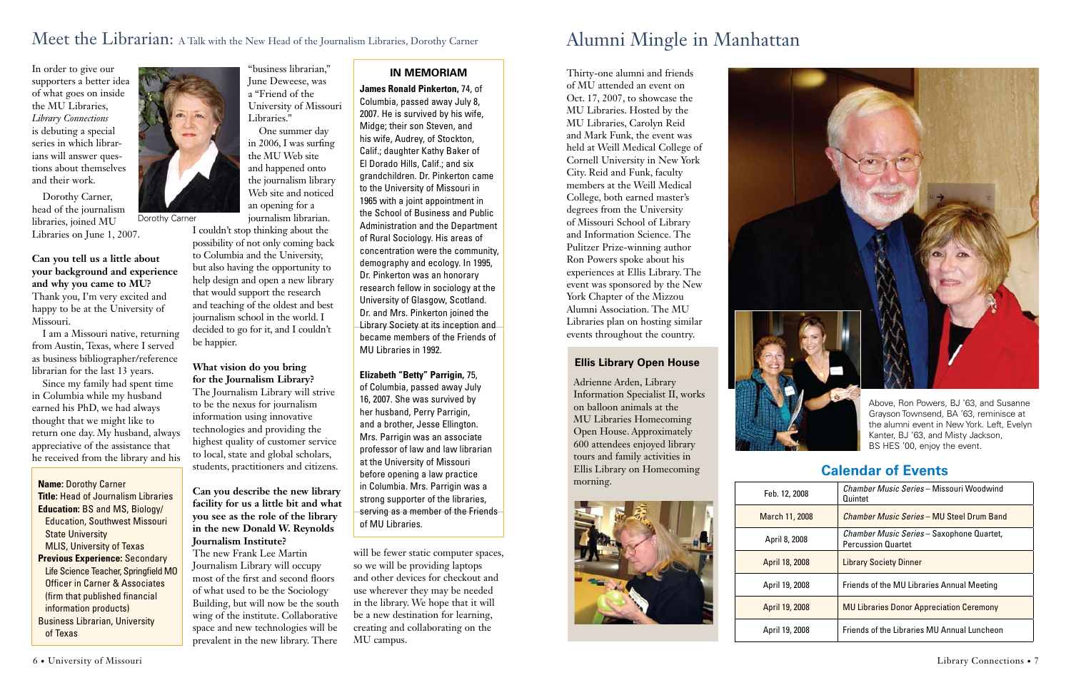# Meet the Librarian: A Talk with the New Head of the Journalism Libraries, Dorothy Carner

In order to give our supporters a better idea of what goes on inside the MU Libraries, *Library Connections* is debuting a special series in which librarians will answer questions about themselves and their work.

Dorothy Carner, head of the journalism libraries, joined MU Libraries on June 1, 2007.

Dorothy Carner

**Can you tell us a little about your background and experience and why you came to MU?**
Thank you, I'm very excited and happy to be at the University of Missouri.

I am a Missouri native, returning from Austin, Texas, where I served as business bibliographer/reference librarian for the last 13 years.

Since my family had spent time in Columbia while my husband earned his PhD, we had always thought that we might like to return one day. My husband, always appreciative of the assistance that he received from the library and his "business librarian," June Deweese, was a "Friend of the University of Missouri Libraries."

One summer day in 2006, I was surfing the MU Web site and happened onto the journalism library Web site and noticed an opening for a journalism librarian. I couldn't stop thinking about the possibility of not only coming back to Columbia and the University, but also having the opportunity to help design and open a new library that would support the research and teaching of the oldest and best journalism school in the world. I decided to go for it, and I couldn't be happier.

**Name:** Dorothy Carner
**Title:** Head of Journalism Libraries
**Education:** BS and MS, Biology/ Education, Southwest Missouri State University
MLIS, University of Texas
**Previous Experience:** Secondary Life Science Teacher, Springfield MO
Officer in Carner & Associates (firm that published financial information products)
Business Librarian, University of Texas

**What vision do you bring for the Journalism Library?**
The Journalism Library will strive to be the nexus for journalism information using innovative technologies and providing the highest quality of customer service to local, state and global scholars, students, practitioners and citizens.

**Can you describe the new library facility for us a little bit and what you see as the role of the library in the new Donald W. Reynolds Journalism Institute?**
The new Frank Lee Martin Journalism Library will occupy most of the first and second floors of what used to be the Sociology Building, but will now be the south wing of the institute. Collaborative space and new technologies will be prevalent in the new library. There will be fewer static computer spaces, so we will be providing laptops and other devices for checkout and use wherever they may be needed in the library. We hope that it will be a new destination for learning, creating and collaborating on the MU campus.

## IN MEMORIAM

**James Ronald Pinkerton,** 74, of Columbia, passed away July 8, 2007. He is survived by his wife, Midge; their son Steven, and his wife, Audrey, of Stockton, Calif.; daughter Kathy Baker of El Dorado Hills, Calif.; and six grandchildren. Dr. Pinkerton came to the University of Missouri in 1965 with a joint appointment in the School of Business and Public Administration and the Department of Rural Sociology. His areas of concentration were the community, demography and ecology. In 1995, Dr. Pinkerton was an honorary research fellow in sociology at the University of Glasgow, Scotland. Dr. and Mrs. Pinkerton joined the Library Society at its inception and became members of the Friends of MU Libraries in 1992.

**Elizabeth "Betty" Parrigin,** 75, of Columbia, passed away July 16, 2007. She was survived by her husband, Perry Parrigin, and a brother, Jesse Ellington. Mrs. Parrigin was an associate professor of law and law librarian at the University of Missouri before opening a law practice in Columbia. Mrs. Parrigin was a strong supporter of the libraries, serving as a member of the Friends of MU Libraries.

# Alumni Mingle in Manhattan

Thirty-one alumni and friends of MU attended an event on Oct. 17, 2007, to showcase the MU Libraries. Hosted by the MU Libraries, Carolyn Reid and Mark Funk, the event was held at Weill Medical College of Cornell University in New York City. Reid and Funk, faculty members at the Weill Medical College, both earned master's degrees from the University of Missouri School of Library and Information Science. The Pulitzer Prize-winning author Ron Powers spoke about his experiences at Ellis Library. The event was sponsored by the New York Chapter of the Mizzou Alumni Association. The MU Libraries plan on hosting similar events throughout the country.

Above, Ron Powers, BJ '63, and Susanne Grayson Townsend, BA '63, reminisce at the alumni event in New York. Left, Evelyn Kanter, BJ '63, and Misty Jackson, BS HES '00, enjoy the event.

## Ellis Library Open House

Adrienne Arden, Library Information Specialist II, works on balloon animals at the MU Libraries Homecoming Open House. Approximately 600 attendees enjoyed library tours and family activities in Ellis Library on Homecoming morning.

## Calendar of Events

| | |
|---|---|
| Feb. 12, 2008 | *Chamber Music Series* – Missouri Woodwind Quintet |
| March 11, 2008 | *Chamber Music Series* – MU Steel Drum Band |
| April 8, 2008 | *Chamber Music Series* – Saxophone Quartet, Percussion Quartet |
| April 18, 2008 | Library Society Dinner |
| April 19, 2008 | Friends of the MU Libraries Annual Meeting |
| April 19, 2008 | MU Libraries Donor Appreciation Ceremony |
| April 19, 2008 | Friends of the Libraries MU Annual Luncheon |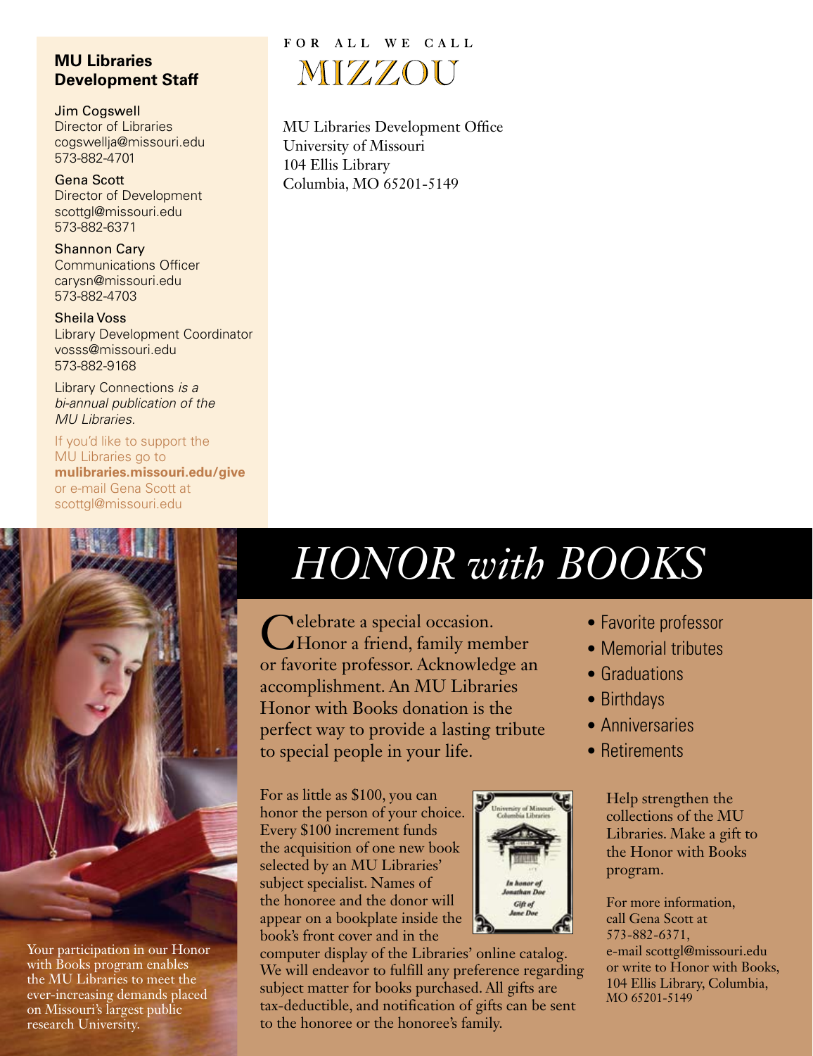## MU Libraries Development Staff

Jim Cogswell
Director of Libraries
cogswellja@missouri.edu
573-882-4701

Gena Scott
Director of Development
scottgl@missouri.edu
573-882-6371

Shannon Cary
Communications Officer
carysn@missouri.edu
573-882-4703

Sheila Voss
Library Development Coordinator
vosss@missouri.edu
573-882-9168

Library Connections *is a bi-annual publication of the MU Libraries.*

If you'd like to support the MU Libraries go to **mulibraries.missouri.edu/give** or e-mail Gena Scott at scottgl@missouri.edu

FOR ALL WE CALL
MIZZOU

MU Libraries Development Office
University of Missouri
104 Ellis Library
Columbia, MO 65201-5149

Your participation in our Honor with Books program enables the MU Libraries to meet the ever-increasing demands placed on Missouri's largest public research University.

# *HONOR with BOOKS*

Celebrate a special occasion. Honor a friend, family member or favorite professor. Acknowledge an accomplishment. An MU Libraries Honor with Books donation is the perfect way to provide a lasting tribute to special people in your life.

- Favorite professor
- Memorial tributes
- Graduations
- Birthdays
- Anniversaries
- Retirements

For as little as $100, you can honor the person of your choice. Every $100 increment funds the acquisition of one new book selected by an MU Libraries' subject specialist. Names of the honoree and the donor will appear on a bookplate inside the book's front cover and in the computer display of the Libraries' online catalog. We will endeavor to fulfill any preference regarding subject matter for books purchased. All gifts are tax-deductible, and notification of gifts can be sent to the honoree or the honoree's family.

University of Missouri-Columbia Libraries
In honor of Jonathan Doe
Gift of Jane Doe

Help strengthen the collections of the MU Libraries. Make a gift to the Honor with Books program.

For more information, call Gena Scott at 573-882-6371, e-mail scottgl@missouri.edu or write to Honor with Books, 104 Ellis Library, Columbia, MO 65201-5149